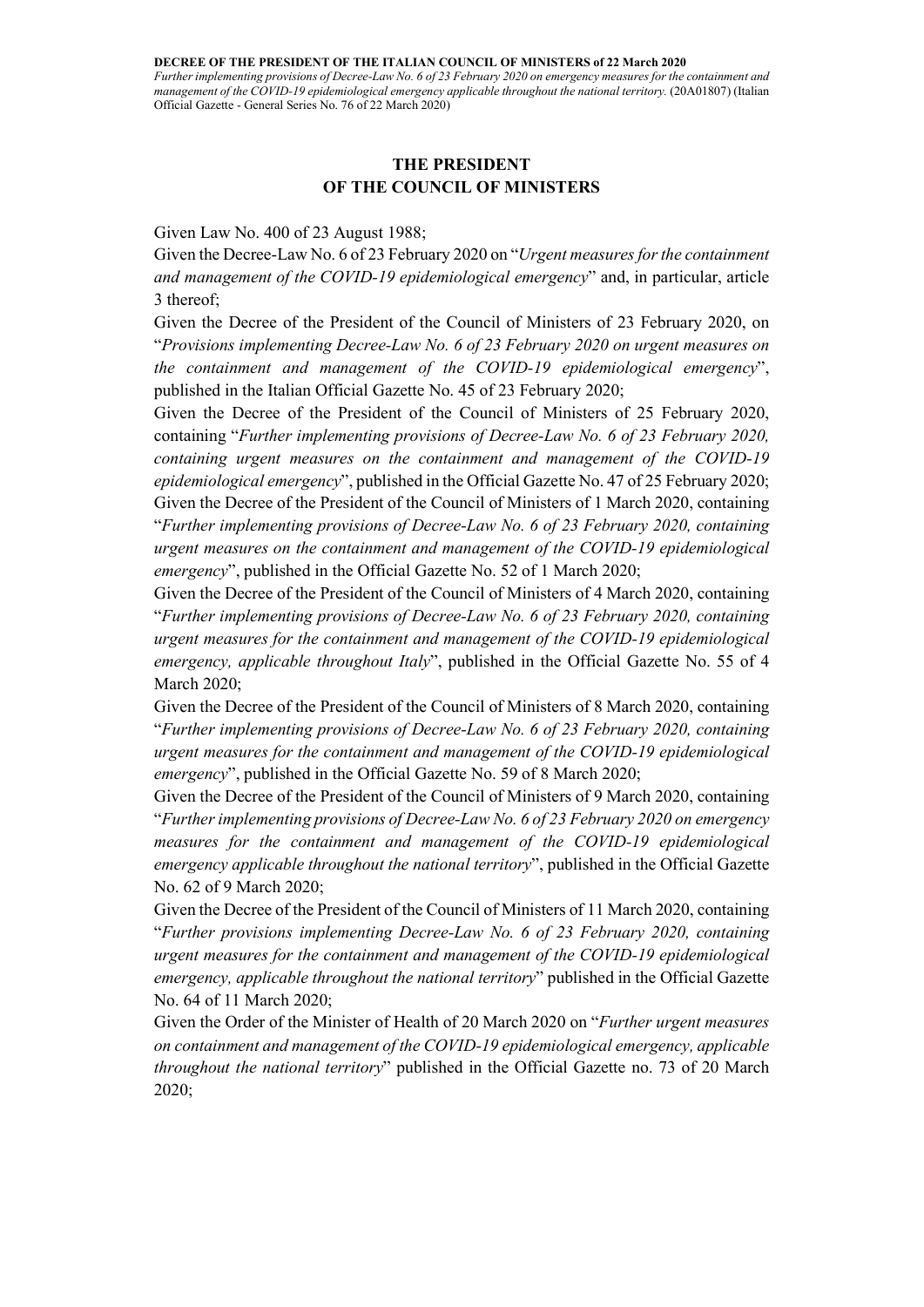**DECREE OF THE PRESIDENT OF THE ITALIAN COUNCIL OF MINISTERS of 22 March 2020**
*Further implementing provisions of Decree-Law No. 6 of 23 February 2020 on emergency measures for the containment and management of the COVID-19 epidemiological emergency applicable throughout the national territory.* (20A01807) (Italian Official Gazette - General Series No. 76 of 22 March 2020)

# THE PRESIDENT OF THE COUNCIL OF MINISTERS

Given Law No. 400 of 23 August 1988;

Given the Decree-Law No. 6 of 23 February 2020 on "*Urgent measures for the containment and management of the COVID-19 epidemiological emergency*" and, in particular, article 3 thereof;

Given the Decree of the President of the Council of Ministers of 23 February 2020, on "*Provisions implementing Decree-Law No. 6 of 23 February 2020 on urgent measures on the containment and management of the COVID-19 epidemiological emergency*", published in the Italian Official Gazette No. 45 of 23 February 2020;

Given the Decree of the President of the Council of Ministers of 25 February 2020, containing "*Further implementing provisions of Decree-Law No. 6 of 23 February 2020, containing urgent measures on the containment and management of the COVID-19 epidemiological emergency*", published in the Official Gazette No. 47 of 25 February 2020;

Given the Decree of the President of the Council of Ministers of 1 March 2020, containing "*Further implementing provisions of Decree-Law No. 6 of 23 February 2020, containing urgent measures on the containment and management of the COVID-19 epidemiological emergency*", published in the Official Gazette No. 52 of 1 March 2020;

Given the Decree of the President of the Council of Ministers of 4 March 2020, containing "*Further implementing provisions of Decree-Law No. 6 of 23 February 2020, containing urgent measures for the containment and management of the COVID-19 epidemiological emergency, applicable throughout Italy*", published in the Official Gazette No. 55 of 4 March 2020;

Given the Decree of the President of the Council of Ministers of 8 March 2020, containing "*Further implementing provisions of Decree-Law No. 6 of 23 February 2020, containing urgent measures for the containment and management of the COVID-19 epidemiological emergency*", published in the Official Gazette No. 59 of 8 March 2020;

Given the Decree of the President of the Council of Ministers of 9 March 2020, containing "*Further implementing provisions of Decree-Law No. 6 of 23 February 2020 on emergency measures for the containment and management of the COVID-19 epidemiological emergency applicable throughout the national territory*", published in the Official Gazette No. 62 of 9 March 2020;

Given the Decree of the President of the Council of Ministers of 11 March 2020, containing "*Further provisions implementing Decree-Law No. 6 of 23 February 2020, containing urgent measures for the containment and management of the COVID-19 epidemiological emergency, applicable throughout the national territory*" published in the Official Gazette No. 64 of 11 March 2020;

Given the Order of the Minister of Health of 20 March 2020 on "*Further urgent measures on containment and management of the COVID-19 epidemiological emergency, applicable throughout the national territory*" published in the Official Gazette no. 73 of 20 March 2020;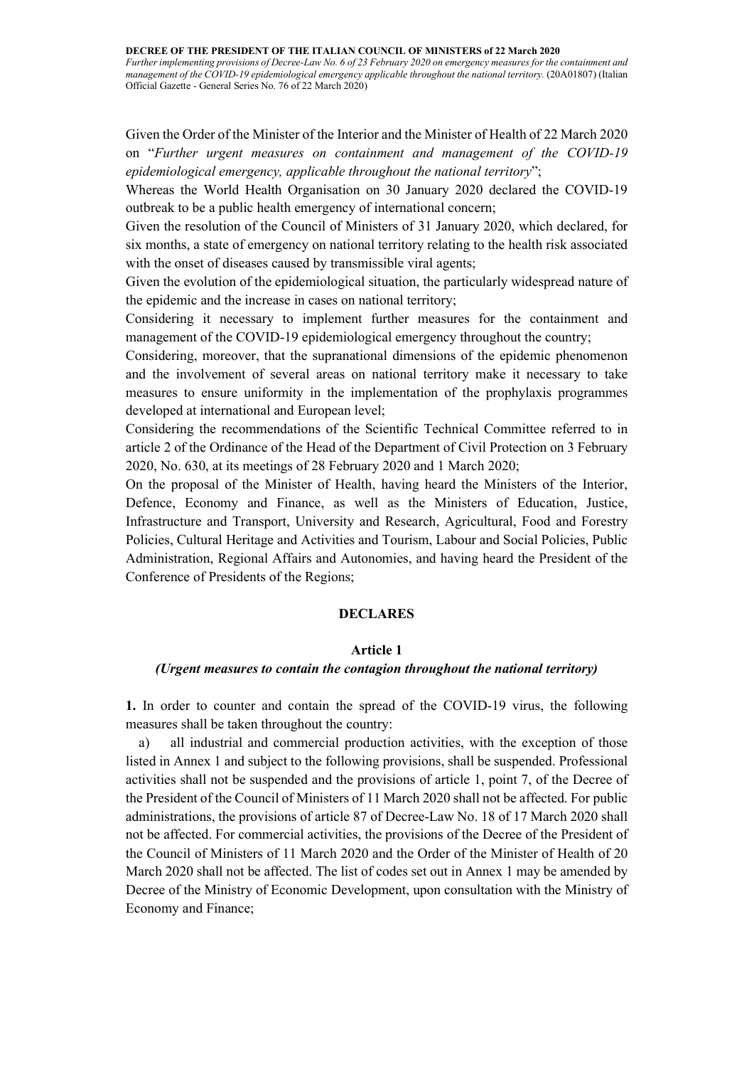**DECREE OF THE PRESIDENT OF THE ITALIAN COUNCIL OF MINISTERS of 22 March 2020**
*Further implementing provisions of Decree-Law No. 6 of 23 February 2020 on emergency measures for the containment and management of the COVID-19 epidemiological emergency applicable throughout the national territory.* (20A01807) (Italian Official Gazette - General Series No. 76 of 22 March 2020)

Given the Order of the Minister of the Interior and the Minister of Health of 22 March 2020 on "*Further urgent measures on containment and management of the COVID-19 epidemiological emergency, applicable throughout the national territory*";

Whereas the World Health Organisation on 30 January 2020 declared the COVID-19 outbreak to be a public health emergency of international concern;

Given the resolution of the Council of Ministers of 31 January 2020, which declared, for six months, a state of emergency on national territory relating to the health risk associated with the onset of diseases caused by transmissible viral agents;

Given the evolution of the epidemiological situation, the particularly widespread nature of the epidemic and the increase in cases on national territory;

Considering it necessary to implement further measures for the containment and management of the COVID-19 epidemiological emergency throughout the country;

Considering, moreover, that the supranational dimensions of the epidemic phenomenon and the involvement of several areas on national territory make it necessary to take measures to ensure uniformity in the implementation of the prophylaxis programmes developed at international and European level;

Considering the recommendations of the Scientific Technical Committee referred to in article 2 of the Ordinance of the Head of the Department of Civil Protection on 3 February 2020, No. 630, at its meetings of 28 February 2020 and 1 March 2020;

On the proposal of the Minister of Health, having heard the Ministers of the Interior, Defence, Economy and Finance, as well as the Ministers of Education, Justice, Infrastructure and Transport, University and Research, Agricultural, Food and Forestry Policies, Cultural Heritage and Activities and Tourism, Labour and Social Policies, Public Administration, Regional Affairs and Autonomies, and having heard the President of the Conference of Presidents of the Regions;

**DECLARES**

**Article 1**

***(Urgent measures to contain the contagion throughout the national territory)***

**1.** In order to counter and contain the spread of the COVID-19 virus, the following measures shall be taken throughout the country:

a) all industrial and commercial production activities, with the exception of those listed in Annex 1 and subject to the following provisions, shall be suspended. Professional activities shall not be suspended and the provisions of article 1, point 7, of the Decree of the President of the Council of Ministers of 11 March 2020 shall not be affected. For public administrations, the provisions of article 87 of Decree-Law No. 18 of 17 March 2020 shall not be affected. For commercial activities, the provisions of the Decree of the President of the Council of Ministers of 11 March 2020 and the Order of the Minister of Health of 20 March 2020 shall not be affected. The list of codes set out in Annex 1 may be amended by Decree of the Ministry of Economic Development, upon consultation with the Ministry of Economy and Finance;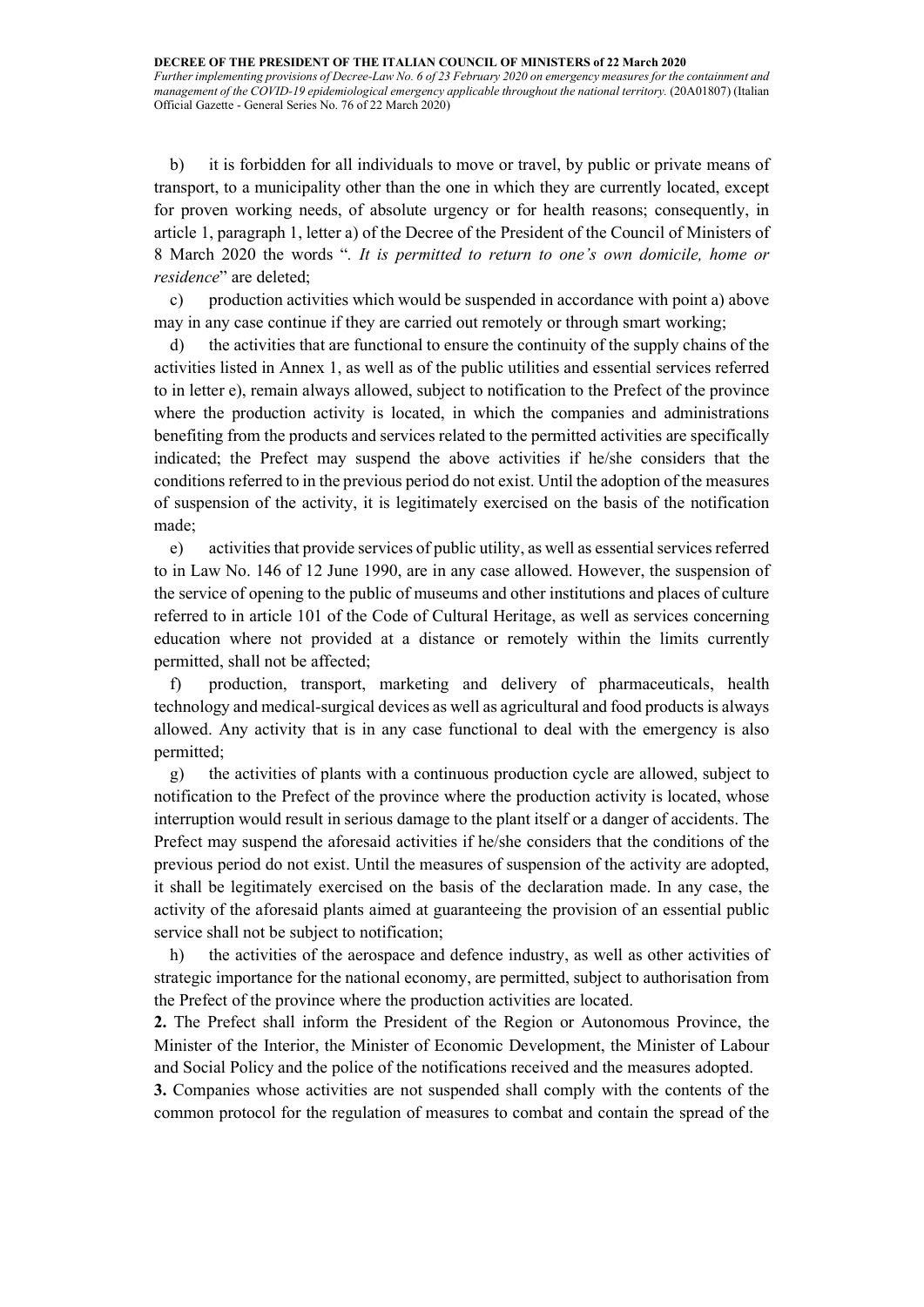b) it is forbidden for all individuals to move or travel, by public or private means of transport, to a municipality other than the one in which they are currently located, except for proven working needs, of absolute urgency or for health reasons; consequently, in article 1, paragraph 1, letter a) of the Decree of the President of the Council of Ministers of 8 March 2020 the words "*. It is permitted to return to one's own domicile, home or residence*" are deleted;

c) production activities which would be suspended in accordance with point a) above may in any case continue if they are carried out remotely or through smart working;

d) the activities that are functional to ensure the continuity of the supply chains of the activities listed in Annex 1, as well as of the public utilities and essential services referred to in letter e), remain always allowed, subject to notification to the Prefect of the province where the production activity is located, in which the companies and administrations benefiting from the products and services related to the permitted activities are specifically indicated; the Prefect may suspend the above activities if he/she considers that the conditions referred to in the previous period do not exist. Until the adoption of the measures of suspension of the activity, it is legitimately exercised on the basis of the notification made;

e) activities that provide services of public utility, as well as essential services referred to in Law No. 146 of 12 June 1990, are in any case allowed. However, the suspension of the service of opening to the public of museums and other institutions and places of culture referred to in article 101 of the Code of Cultural Heritage, as well as services concerning education where not provided at a distance or remotely within the limits currently permitted, shall not be affected;

f) production, transport, marketing and delivery of pharmaceuticals, health technology and medical-surgical devices as well as agricultural and food products is always allowed. Any activity that is in any case functional to deal with the emergency is also permitted;

g) the activities of plants with a continuous production cycle are allowed, subject to notification to the Prefect of the province where the production activity is located, whose interruption would result in serious damage to the plant itself or a danger of accidents. The Prefect may suspend the aforesaid activities if he/she considers that the conditions of the previous period do not exist. Until the measures of suspension of the activity are adopted, it shall be legitimately exercised on the basis of the declaration made. In any case, the activity of the aforesaid plants aimed at guaranteeing the provision of an essential public service shall not be subject to notification;

h) the activities of the aerospace and defence industry, as well as other activities of strategic importance for the national economy, are permitted, subject to authorisation from the Prefect of the province where the production activities are located.

**2.** The Prefect shall inform the President of the Region or Autonomous Province, the Minister of the Interior, the Minister of Economic Development, the Minister of Labour and Social Policy and the police of the notifications received and the measures adopted.

**3.** Companies whose activities are not suspended shall comply with the contents of the common protocol for the regulation of measures to combat and contain the spread of the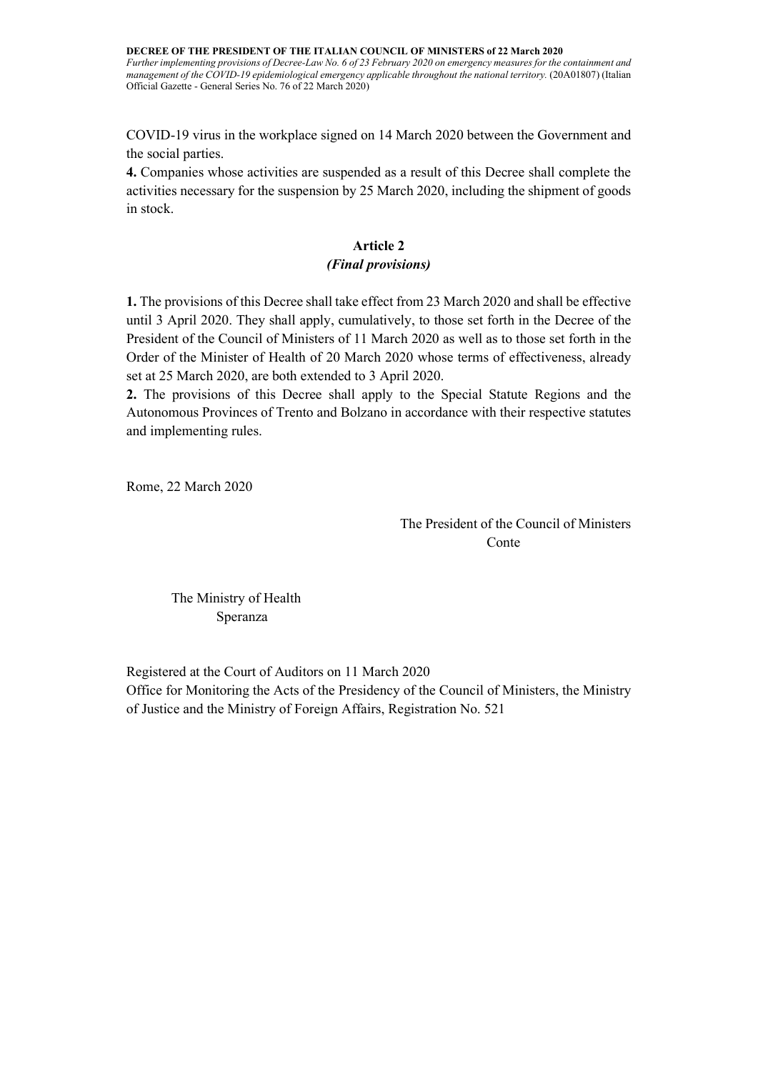COVID-19 virus in the workplace signed on 14 March 2020 between the Government and the social parties.

**4.** Companies whose activities are suspended as a result of this Decree shall complete the activities necessary for the suspension by 25 March 2020, including the shipment of goods in stock.

## Article 2
### *(Final provisions)*

**1.** The provisions of this Decree shall take effect from 23 March 2020 and shall be effective until 3 April 2020. They shall apply, cumulatively, to those set forth in the Decree of the President of the Council of Ministers of 11 March 2020 as well as to those set forth in the Order of the Minister of Health of 20 March 2020 whose terms of effectiveness, already set at 25 March 2020, are both extended to 3 April 2020.

**2.** The provisions of this Decree shall apply to the Special Statute Regions and the Autonomous Provinces of Trento and Bolzano in accordance with their respective statutes and implementing rules.

Rome, 22 March 2020

The President of the Council of Ministers
Conte

The Ministry of Health
Speranza

Registered at the Court of Auditors on 11 March 2020
Office for Monitoring the Acts of the Presidency of the Council of Ministers, the Ministry of Justice and the Ministry of Foreign Affairs, Registration No. 521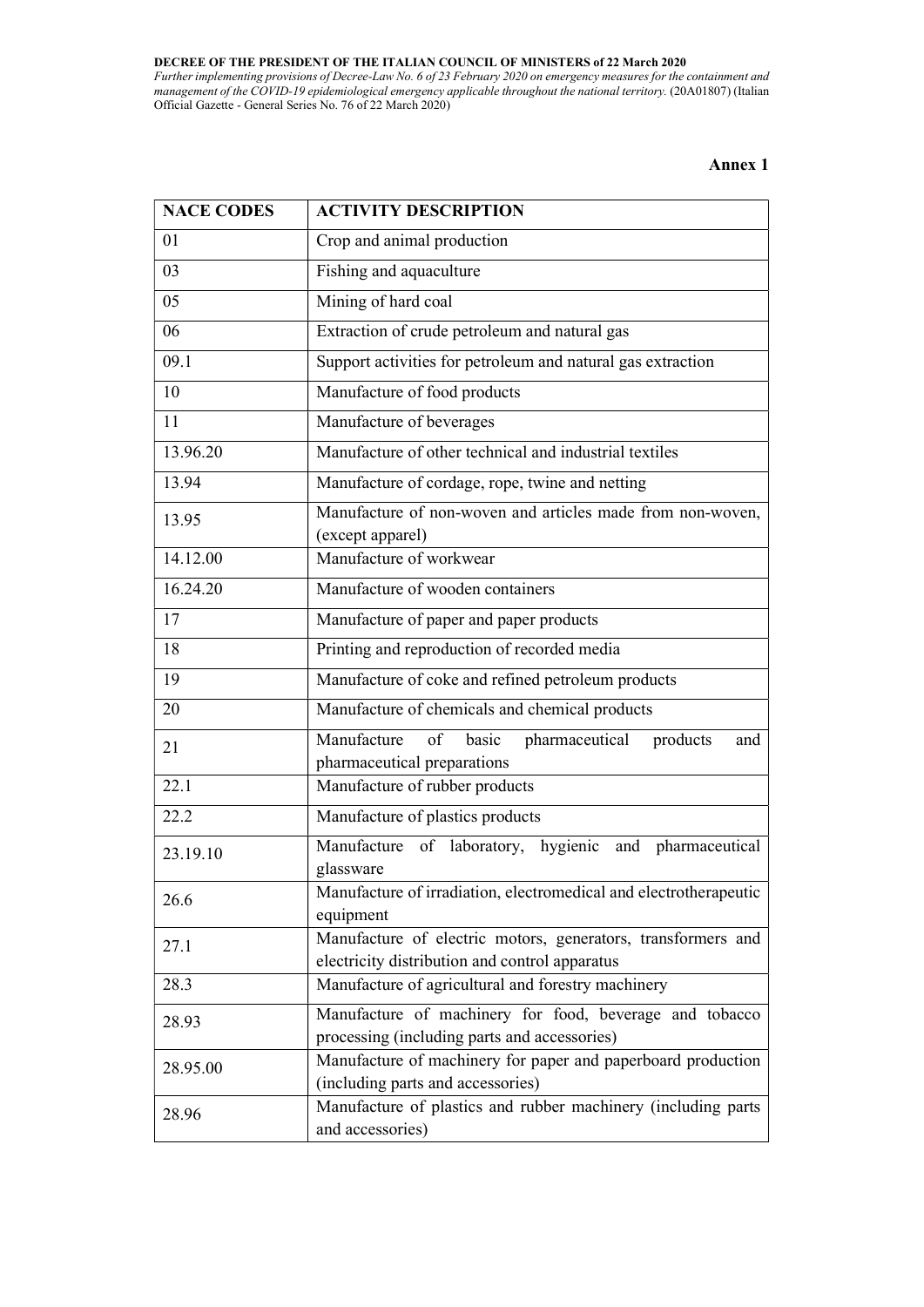**DECREE OF THE PRESIDENT OF THE ITALIAN COUNCIL OF MINISTERS of 22 March 2020**
*Further implementing provisions of Decree-Law No. 6 of 23 February 2020 on emergency measures for the containment and management of the COVID-19 epidemiological emergency applicable throughout the national territory.* (20A01807) (Italian Official Gazette - General Series No. 76 of 22 March 2020)

**Annex 1**

| NACE CODES | ACTIVITY DESCRIPTION |
|---|---|
| 01 | Crop and animal production |
| 03 | Fishing and aquaculture |
| 05 | Mining of hard coal |
| 06 | Extraction of crude petroleum and natural gas |
| 09.1 | Support activities for petroleum and natural gas extraction |
| 10 | Manufacture of food products |
| 11 | Manufacture of beverages |
| 13.96.20 | Manufacture of other technical and industrial textiles |
| 13.94 | Manufacture of cordage, rope, twine and netting |
| 13.95 | Manufacture of non-woven and articles made from non-woven, (except apparel) |
| 14.12.00 | Manufacture of workwear |
| 16.24.20 | Manufacture of wooden containers |
| 17 | Manufacture of paper and paper products |
| 18 | Printing and reproduction of recorded media |
| 19 | Manufacture of coke and refined petroleum products |
| 20 | Manufacture of chemicals and chemical products |
| 21 | Manufacture of basic pharmaceutical products and pharmaceutical preparations |
| 22.1 | Manufacture of rubber products |
| 22.2 | Manufacture of plastics products |
| 23.19.10 | Manufacture of laboratory, hygienic and pharmaceutical glassware |
| 26.6 | Manufacture of irradiation, electromedical and electrotherapeutic equipment |
| 27.1 | Manufacture of electric motors, generators, transformers and electricity distribution and control apparatus |
| 28.3 | Manufacture of agricultural and forestry machinery |
| 28.93 | Manufacture of machinery for food, beverage and tobacco processing (including parts and accessories) |
| 28.95.00 | Manufacture of machinery for paper and paperboard production (including parts and accessories) |
| 28.96 | Manufacture of plastics and rubber machinery (including parts and accessories) |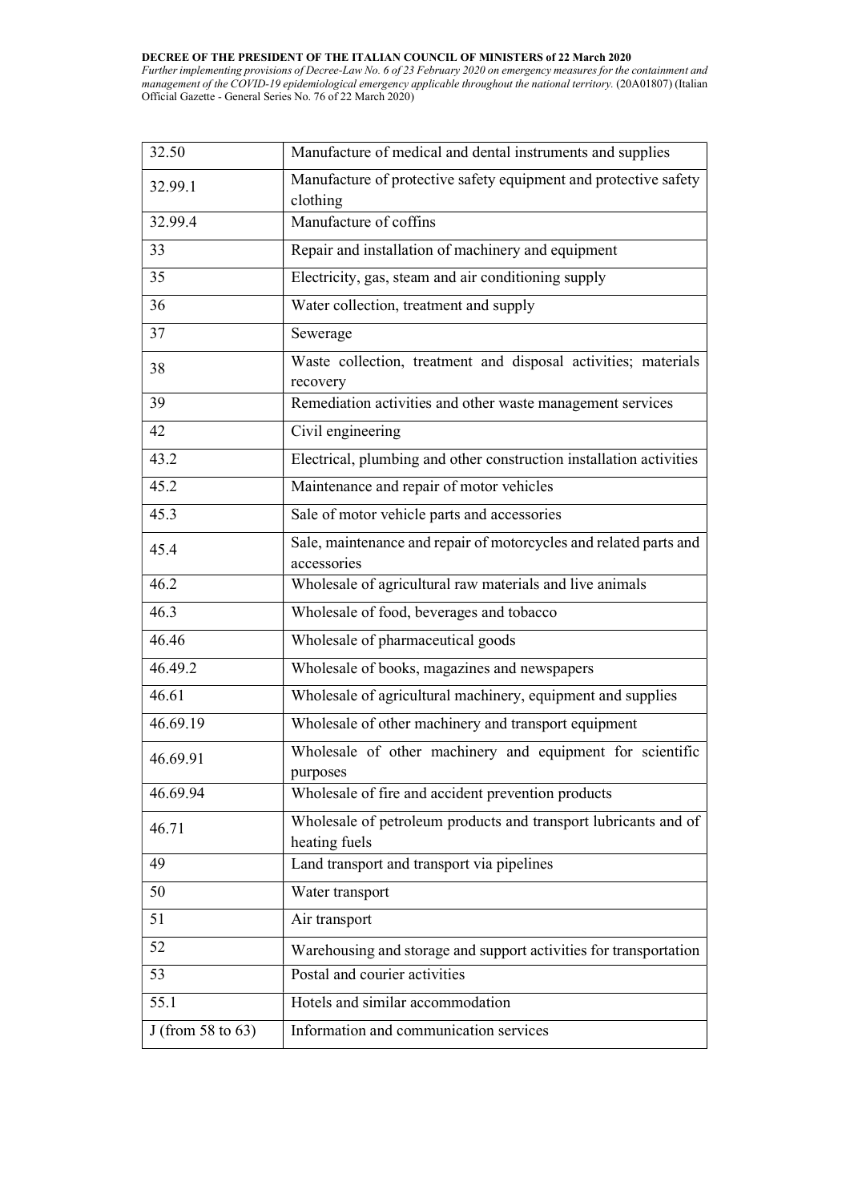| 32.50 | Manufacture of medical and dental instruments and supplies |
|---|---|
| 32.99.1 | Manufacture of protective safety equipment and protective safety clothing |
| 32.99.4 | Manufacture of coffins |
| 33 | Repair and installation of machinery and equipment |
| 35 | Electricity, gas, steam and air conditioning supply |
| 36 | Water collection, treatment and supply |
| 37 | Sewerage |
| 38 | Waste collection, treatment and disposal activities; materials recovery |
| 39 | Remediation activities and other waste management services |
| 42 | Civil engineering |
| 43.2 | Electrical, plumbing and other construction installation activities |
| 45.2 | Maintenance and repair of motor vehicles |
| 45.3 | Sale of motor vehicle parts and accessories |
| 45.4 | Sale, maintenance and repair of motorcycles and related parts and accessories |
| 46.2 | Wholesale of agricultural raw materials and live animals |
| 46.3 | Wholesale of food, beverages and tobacco |
| 46.46 | Wholesale of pharmaceutical goods |
| 46.49.2 | Wholesale of books, magazines and newspapers |
| 46.61 | Wholesale of agricultural machinery, equipment and supplies |
| 46.69.19 | Wholesale of other machinery and transport equipment |
| 46.69.91 | Wholesale of other machinery and equipment for scientific purposes |
| 46.69.94 | Wholesale of fire and accident prevention products |
| 46.71 | Wholesale of petroleum products and transport lubricants and of heating fuels |
| 49 | Land transport and transport via pipelines |
| 50 | Water transport |
| 51 | Air transport |
| 52 | Warehousing and storage and support activities for transportation |
| 53 | Postal and courier activities |
| 55.1 | Hotels and similar accommodation |
| J (from 58 to 63) | Information and communication services |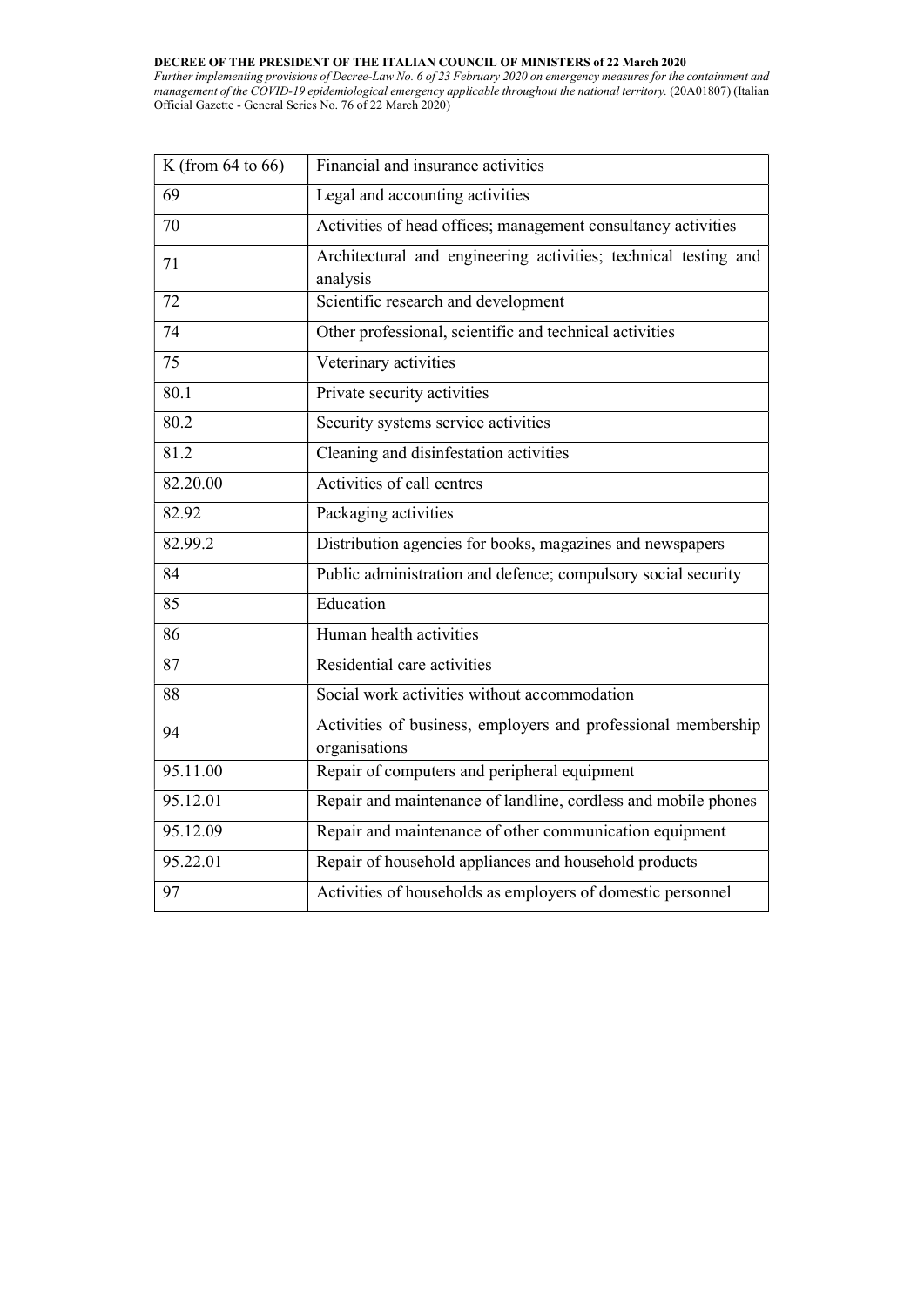| | |
|---|---|
| K (from 64 to 66) | Financial and insurance activities |
| 69 | Legal and accounting activities |
| 70 | Activities of head offices; management consultancy activities |
| 71 | Architectural and engineering activities; technical testing and analysis |
| 72 | Scientific research and development |
| 74 | Other professional, scientific and technical activities |
| 75 | Veterinary activities |
| 80.1 | Private security activities |
| 80.2 | Security systems service activities |
| 81.2 | Cleaning and disinfestation activities |
| 82.20.00 | Activities of call centres |
| 82.92 | Packaging activities |
| 82.99.2 | Distribution agencies for books, magazines and newspapers |
| 84 | Public administration and defence; compulsory social security |
| 85 | Education |
| 86 | Human health activities |
| 87 | Residential care activities |
| 88 | Social work activities without accommodation |
| 94 | Activities of business, employers and professional membership organisations |
| 95.11.00 | Repair of computers and peripheral equipment |
| 95.12.01 | Repair and maintenance of landline, cordless and mobile phones |
| 95.12.09 | Repair and maintenance of other communication equipment |
| 95.22.01 | Repair of household appliances and household products |
| 97 | Activities of households as employers of domestic personnel |